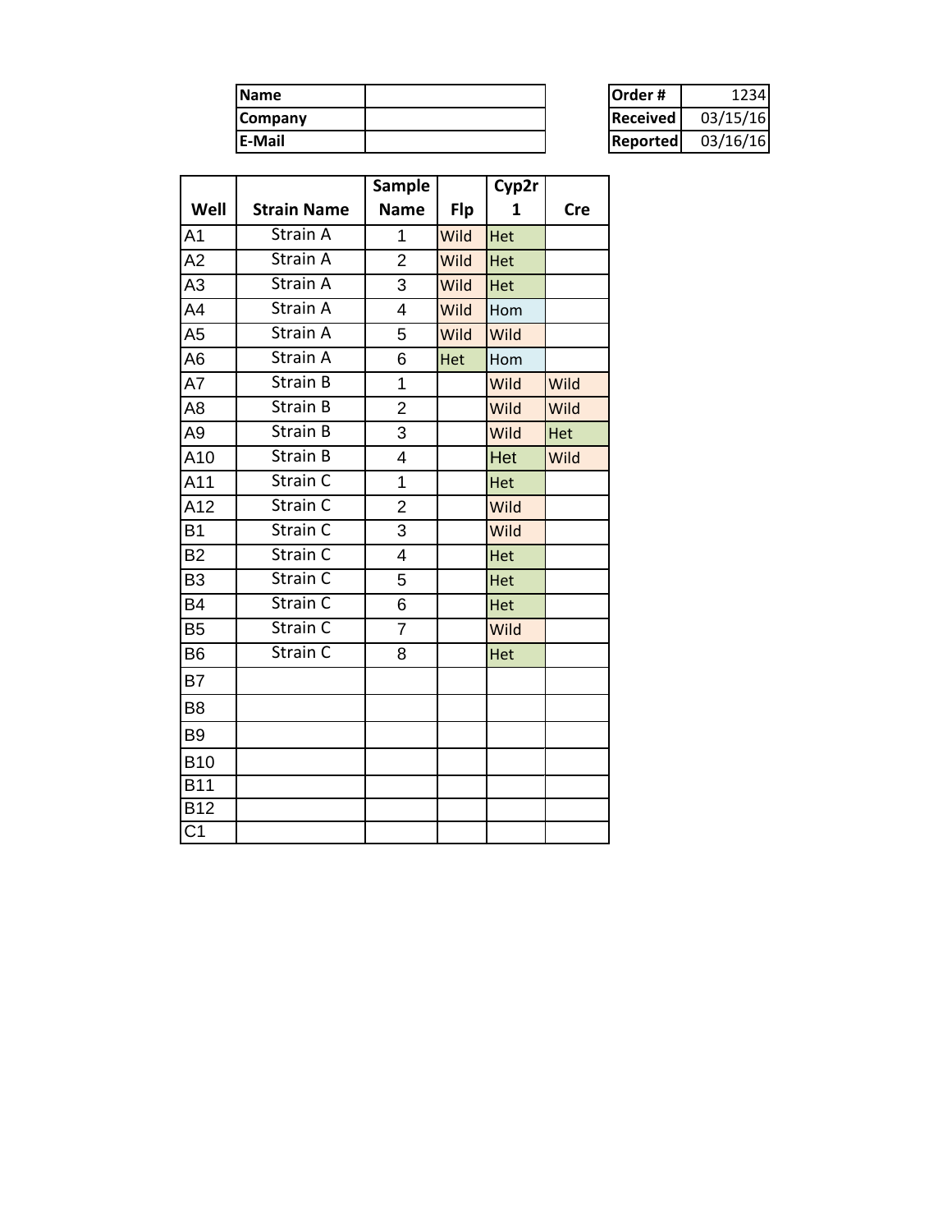| Name | |
|---|---|
| Company | |
| E-Mail | |

| Order # | 1234 |
|---|---|
| Received | 03/15/16 |
| Reported | 03/16/16 |

| Well | Strain Name | Sample Name | Flp | Cyp2r1 | Cre |
|---|---|---|---|---|---|
| A1 | Strain A | 1 | Wild | Het | |
| A2 | Strain A | 2 | Wild | Het | |
| A3 | Strain A | 3 | Wild | Het | |
| A4 | Strain A | 4 | Wild | Hom | |
| A5 | Strain A | 5 | Wild | Wild | |
| A6 | Strain A | 6 | Het | Hom | |
| A7 | Strain B | 1 | | Wild | Wild |
| A8 | Strain B | 2 | | Wild | Wild |
| A9 | Strain B | 3 | | Wild | Het |
| A10 | Strain B | 4 | | Het | Wild |
| A11 | Strain C | 1 | | Het | |
| A12 | Strain C | 2 | | Wild | |
| B1 | Strain C | 3 | | Wild | |
| B2 | Strain C | 4 | | Het | |
| B3 | Strain C | 5 | | Het | |
| B4 | Strain C | 6 | | Het | |
| B5 | Strain C | 7 | | Wild | |
| B6 | Strain C | 8 | | Het | |
| B7 | | | | | |
| B8 | | | | | |
| B9 | | | | | |
| B10 | | | | | |
| B11 | | | | | |
| B12 | | | | | |
| C1 | | | | | |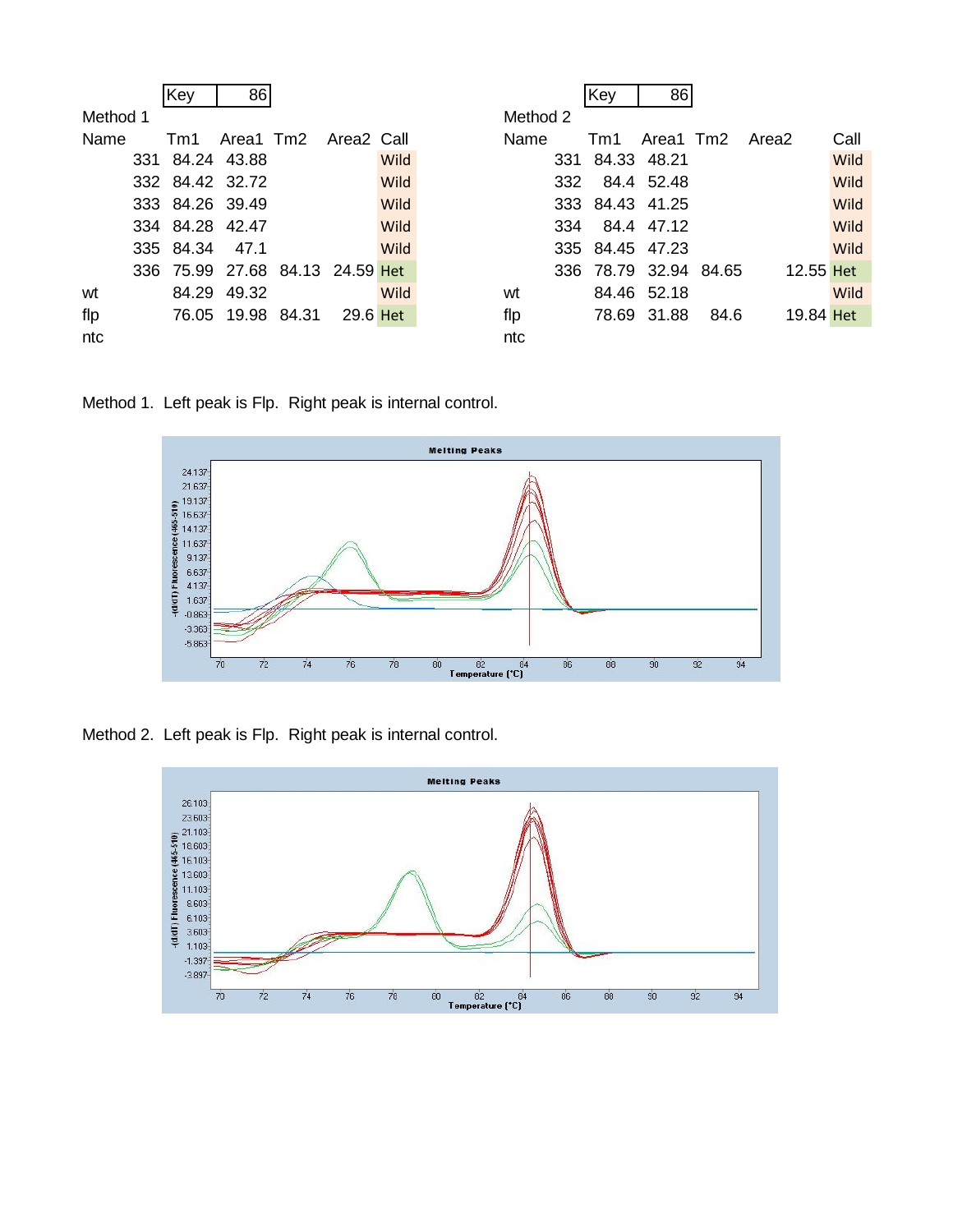| Key | 86 |
|---|---|

Method 1

| Name | Tm1 | Area1 | Tm2 | Area2 | Call |
|---|---|---|---|---|---|
| 331 | 84.24 | 43.88 | | | Wild |
| 332 | 84.42 | 32.72 | | | Wild |
| 333 | 84.26 | 39.49 | | | Wild |
| 334 | 84.28 | 42.47 | | | Wild |
| 335 | 84.34 | 47.1 | | | Wild |
| 336 | 75.99 | 27.68 | 84.13 | 24.59 | Het |
| wt | 84.29 | 49.32 | | | Wild |
| flp | 76.05 | 19.98 | 84.31 | 29.6 | Het |
| ntc | | | | | |

| Key | 86 |
|---|---|

Method 2

| Name | Tm1 | Area1 | Tm2 | Area2 | Call |
|---|---|---|---|---|---|
| 331 | 84.33 | 48.21 | | | Wild |
| 332 | 84.4 | 52.48 | | | Wild |
| 333 | 84.43 | 41.25 | | | Wild |
| 334 | 84.4 | 47.12 | | | Wild |
| 335 | 84.45 | 47.23 | | | Wild |
| 336 | 78.79 | 32.94 | 84.65 | 12.55 | Het |
| wt | 84.46 | 52.18 | | | Wild |
| flp | 78.69 | 31.88 | 84.6 | 19.84 | Het |
| ntc | | | | | |

Method 1. Left peak is Flp. Right peak is internal control.

Method 2. Left peak is Flp. Right peak is internal control.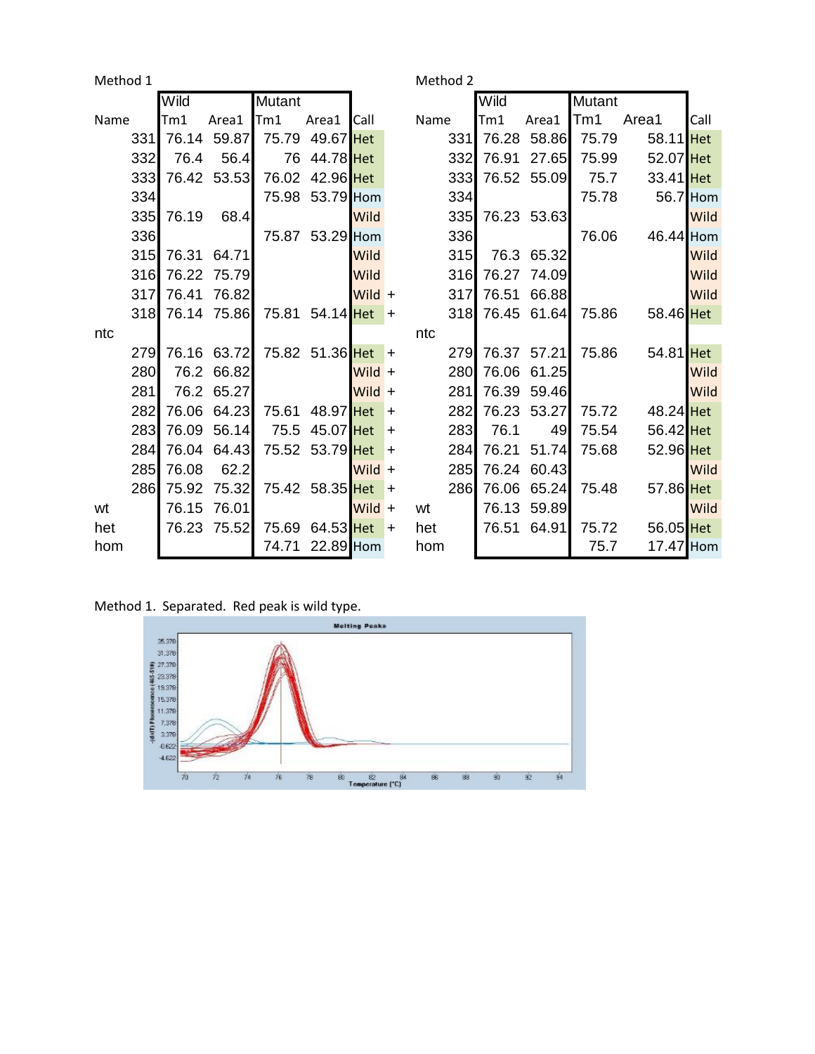Method 1

| Name | Wild Tm1 | Wild Area1 | Mutant Tm1 | Mutant Area1 | Call | |
|---|---|---|---|---|---|---|
| 331 | 76.14 | 59.87 | 75.79 | 49.67 | Het | |
| 332 | 76.4 | 56.4 | 76 | 44.78 | Het | |
| 333 | 76.42 | 53.53 | 76.02 | 42.96 | Het | |
| 334 | | | 75.98 | 53.79 | Hom | |
| 335 | 76.19 | 68.4 | | | Wild | |
| 336 | | | 75.87 | 53.29 | Hom | |
| 315 | 76.31 | 64.71 | | | Wild | |
| 316 | 76.22 | 75.79 | | | Wild | |
| 317 | 76.41 | 76.82 | | | Wild | + |
| 318 | 76.14 | 75.86 | 75.81 | 54.14 | Het | + |
| ntc | | | | | | |
| 279 | 76.16 | 63.72 | 75.82 | 51.36 | Het | + |
| 280 | 76.2 | 66.82 | | | Wild | + |
| 281 | 76.2 | 65.27 | | | Wild | + |
| 282 | 76.06 | 64.23 | 75.61 | 48.97 | Het | + |
| 283 | 76.09 | 56.14 | 75.5 | 45.07 | Het | + |
| 284 | 76.04 | 64.43 | 75.52 | 53.79 | Het | + |
| 285 | 76.08 | 62.2 | | | Wild | + |
| 286 | 75.92 | 75.32 | 75.42 | 58.35 | Het | + |
| wt | 76.15 | 76.01 | | | Wild | + |
| het | 76.23 | 75.52 | 75.69 | 64.53 | Het | + |
| hom | | | 74.71 | 22.89 | Hom | |

Method 2

| Name | Wild Tm1 | Wild Area1 | Mutant Tm1 | Mutant Area1 | Call |
|---|---|---|---|---|---|
| 331 | 76.28 | 58.86 | 75.79 | 58.11 | Het |
| 332 | 76.91 | 27.65 | 75.99 | 52.07 | Het |
| 333 | 76.52 | 55.09 | 75.7 | 33.41 | Het |
| 334 | | | 75.78 | 56.7 | Hom |
| 335 | 76.23 | 53.63 | | | Wild |
| 336 | | | 76.06 | 46.44 | Hom |
| 315 | 76.3 | 65.32 | | | Wild |
| 316 | 76.27 | 74.09 | | | Wild |
| 317 | 76.51 | 66.88 | | | Wild |
| 318 | 76.45 | 61.64 | 75.86 | 58.46 | Het |
| ntc | | | | | |
| 279 | 76.37 | 57.21 | 75.86 | 54.81 | Het |
| 280 | 76.06 | 61.25 | | | Wild |
| 281 | 76.39 | 59.46 | | | Wild |
| 282 | 76.23 | 53.27 | 75.72 | 48.24 | Het |
| 283 | 76.1 | 49 | 75.54 | 56.42 | Het |
| 284 | 76.21 | 51.74 | 75.68 | 52.96 | Het |
| 285 | 76.24 | 60.43 | | | Wild |
| 286 | 76.06 | 65.24 | 75.48 | 57.86 | Het |
| wt | 76.13 | 59.89 | | | Wild |
| het | 76.51 | 64.91 | 75.72 | 56.05 | Het |
| hom | | | 75.7 | 17.47 | Hom |

Method 1. Separated. Red peak is wild type.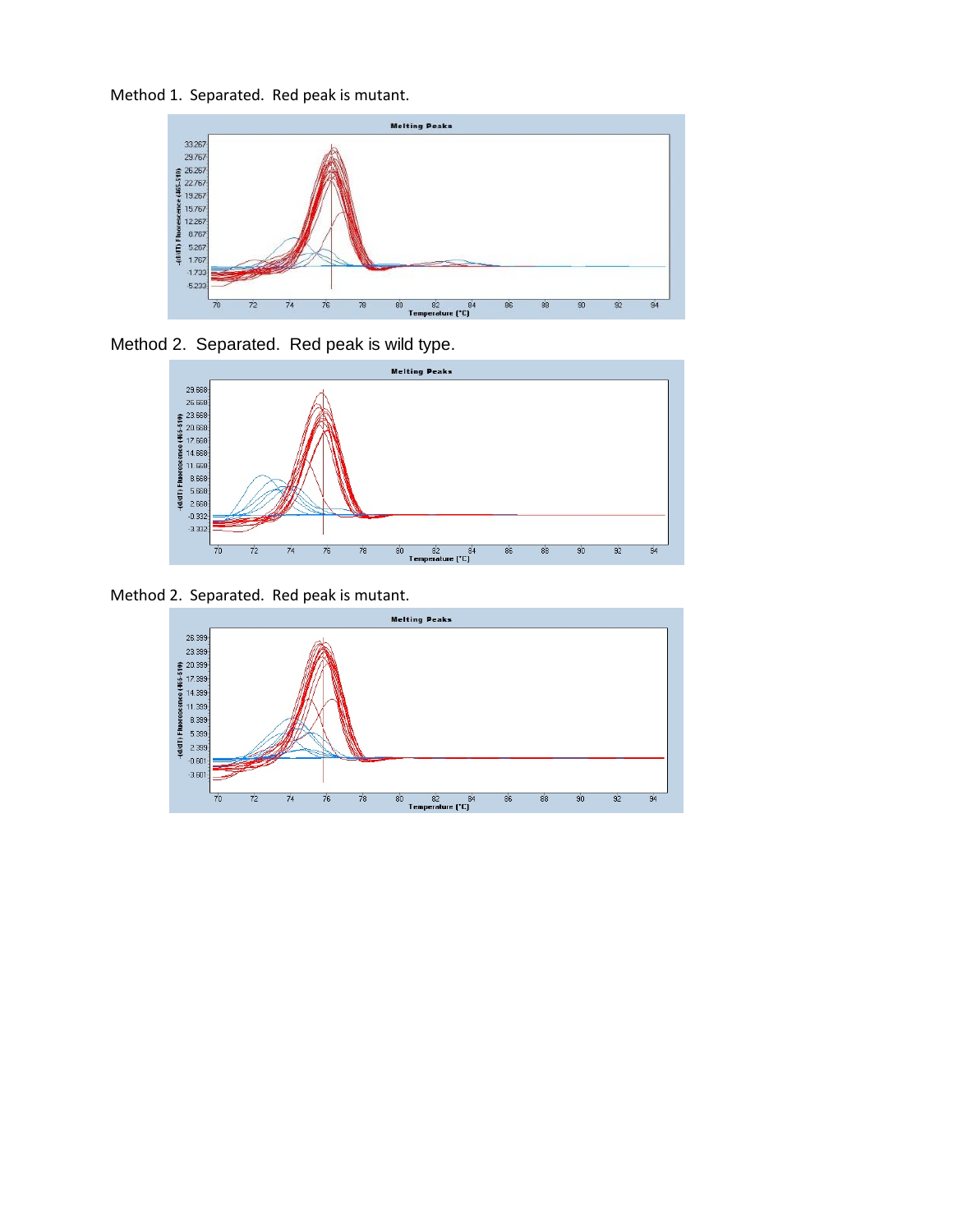Method 1. Separated. Red peak is mutant.

Method 2. Separated. Red peak is wild type.

Method 2. Separated. Red peak is mutant.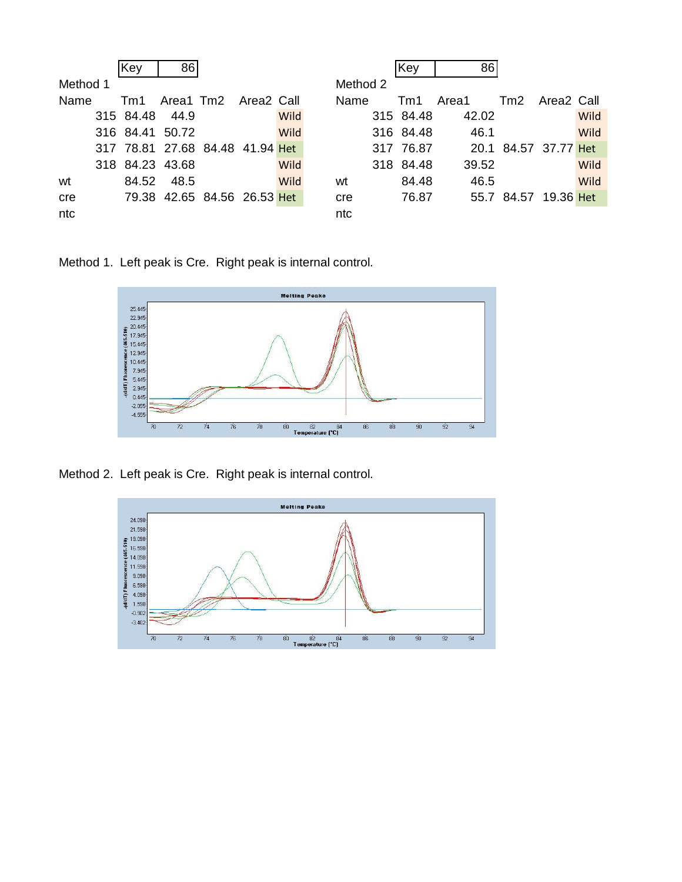| Key | 86 |
|---|---|

Method 1

| Name | Tm1 | Area1 | Tm2 | Area2 | Call |
|---|---|---|---|---|---|
| 315 | 84.48 | 44.9 | | | Wild |
| 316 | 84.41 | 50.72 | | | Wild |
| 317 | 78.81 | 27.68 | 84.48 | 41.94 | Het |
| 318 | 84.23 | 43.68 | | | Wild |
| wt | 84.52 | 48.5 | | | Wild |
| cre | 79.38 | 42.65 | 84.56 | 26.53 | Het |
| ntc | | | | | |

| Key | 86 |
|---|---|

Method 2

| Name | Tm1 | Area1 | Tm2 | Area2 | Call |
|---|---|---|---|---|---|
| 315 | 84.48 | 42.02 | | | Wild |
| 316 | 84.48 | 46.1 | | | Wild |
| 317 | 76.87 | 20.1 | 84.57 | 37.77 | Het |
| 318 | 84.48 | 39.52 | | | Wild |
| wt | 84.48 | 46.5 | | | Wild |
| cre | 76.87 | 55.7 | 84.57 | 19.36 | Het |
| ntc | | | | | |

Method 1. Left peak is Cre. Right peak is internal control.

Method 2. Left peak is Cre. Right peak is internal control.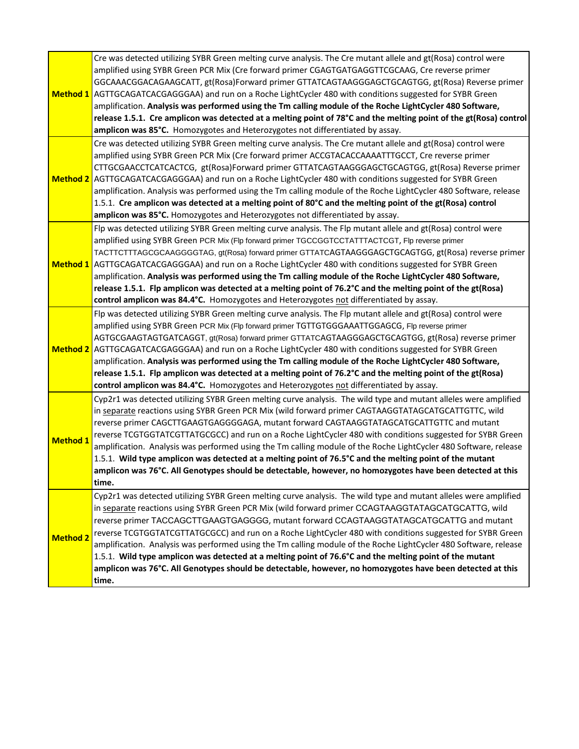| | |
|---|---|
| **Method 1** | Cre was detected utilizing SYBR Green melting curve analysis. The Cre mutant allele and gt(Rosa) control were amplified using SYBR Green PCR Mix (Cre forward primer CGAGTGATGAGGTTCGCAAG, Cre reverse primer GGCAAACGGACAGAAGCATT, gt(Rosa)Forward primer GTTATCAGTAAGGGAGCTGCAGTGG, gt(Rosa) Reverse primer AGTTGCAGATCACGAGGGAA) and run on a Roche LightCycler 480 with conditions suggested for SYBR Green amplification. **Analysis was performed using the Tm calling module of the Roche LightCycler 480 Software, release 1.5.1. Cre amplicon was detected at a melting point of 78°C and the melting point of the gt(Rosa) control amplicon was 85°C.** Homozygotes and Heterozygotes not differentiated by assay. |
| **Method 2** | Cre was detected utilizing SYBR Green melting curve analysis. The Cre mutant allele and gt(Rosa) control were amplified using SYBR Green PCR Mix (Cre forward primer ACCGTACACCAAAATTTGCCT, Cre reverse primer CTTGCGAACCTCATCACTCG, gt(Rosa)Forward primer GTTATCAGTAAGGGAGCTGCAGTGG, gt(Rosa) Reverse primer AGTTGCAGATCACGAGGGAA) and run on a Roche LightCycler 480 with conditions suggested for SYBR Green amplification. Analysis was performed using the Tm calling module of the Roche LightCycler 480 Software, release 1.5.1. **Cre amplicon was detected at a melting point of 80°C and the melting point of the gt(Rosa) control amplicon was 85°C.** Homozygotes and Heterozygotes not differentiated by assay. |
| **Method 1** | Flp was detected utilizing SYBR Green melting curve analysis. The Flp mutant allele and gt(Rosa) control were amplified using SYBR Green PCR Mix (Flp forward primer TGCCGGTCCTATTTACTCGT, Flp reverse primer TACTTCTTTAGCGCAAGGGGTAG, gt(Rosa) forward primer GTTATCAGTAAGGGAGCTGCAGTGG, gt(Rosa) reverse primer AGTTGCAGATCACGAGGGAA) and run on a Roche LightCycler 480 with conditions suggested for SYBR Green amplification. **Analysis was performed using the Tm calling module of the Roche LightCycler 480 Software, release 1.5.1. Flp amplicon was detected at a melting point of 76.2°C and the melting point of the gt(Rosa) control amplicon was 84.4°C.** Homozygotes and Heterozygotes not differentiated by assay. |
| **Method 2** | Flp was detected utilizing SYBR Green melting curve analysis. The Flp mutant allele and gt(Rosa) control were amplified using SYBR Green PCR Mix (Flp forward primer TGTTGTGGGAAATTGGAGCG, Flp reverse primer AGTGCGAAGTAGTGATCAGGT, gt(Rosa) forward primer GTTATCAGTAAGGGAGCTGCAGTGG, gt(Rosa) reverse primer AGTTGCAGATCACGAGGGAA) and run on a Roche LightCycler 480 with conditions suggested for SYBR Green amplification. **Analysis was performed using the Tm calling module of the Roche LightCycler 480 Software, release 1.5.1. Flp amplicon was detected at a melting point of 76.2°C and the melting point of the gt(Rosa) control amplicon was 84.4°C.** Homozygotes and Heterozygotes not differentiated by assay. |
| **Method 1** | Cyp2r1 was detected utilizing SYBR Green melting curve analysis. The wild type and mutant alleles were amplified in separate reactions using SYBR Green PCR Mix (wild forward primer CAGTAAGGTATAGCATGCATTGTTC, wild reverse primer CAGCTTGAAGTGAGGGGAGA, mutant forward CAGTAAGGTATAGCATGCATTGTTC and mutant reverse TCGTGGTATCGTTATGCGCC) and run on a Roche LightCycler 480 with conditions suggested for SYBR Green amplification. Analysis was performed using the Tm calling module of the Roche LightCycler 480 Software, release 1.5.1. **Wild type amplicon was detected at a melting point of 76.5°C and the melting point of the mutant amplicon was 76°C. All Genotypes should be detectable, however, no homozygotes have been detected at this time.** |
| **Method 2** | Cyp2r1 was detected utilizing SYBR Green melting curve analysis. The wild type and mutant alleles were amplified in separate reactions using SYBR Green PCR Mix (wild forward primer CCAGTAAGGTATAGCATGCATTG, wild reverse primer TACCAGCTTGAAGTGAGGGG, mutant forward CCAGTAAGGTATAGCATGCATTG and mutant reverse TCGTGGTATCGTTATGCGCC) and run on a Roche LightCycler 480 with conditions suggested for SYBR Green amplification. Analysis was performed using the Tm calling module of the Roche LightCycler 480 Software, release 1.5.1. **Wild type amplicon was detected at a melting point of 76.6°C and the melting point of the mutant amplicon was 76°C. All Genotypes should be detectable, however, no homozygotes have been detected at this time.** |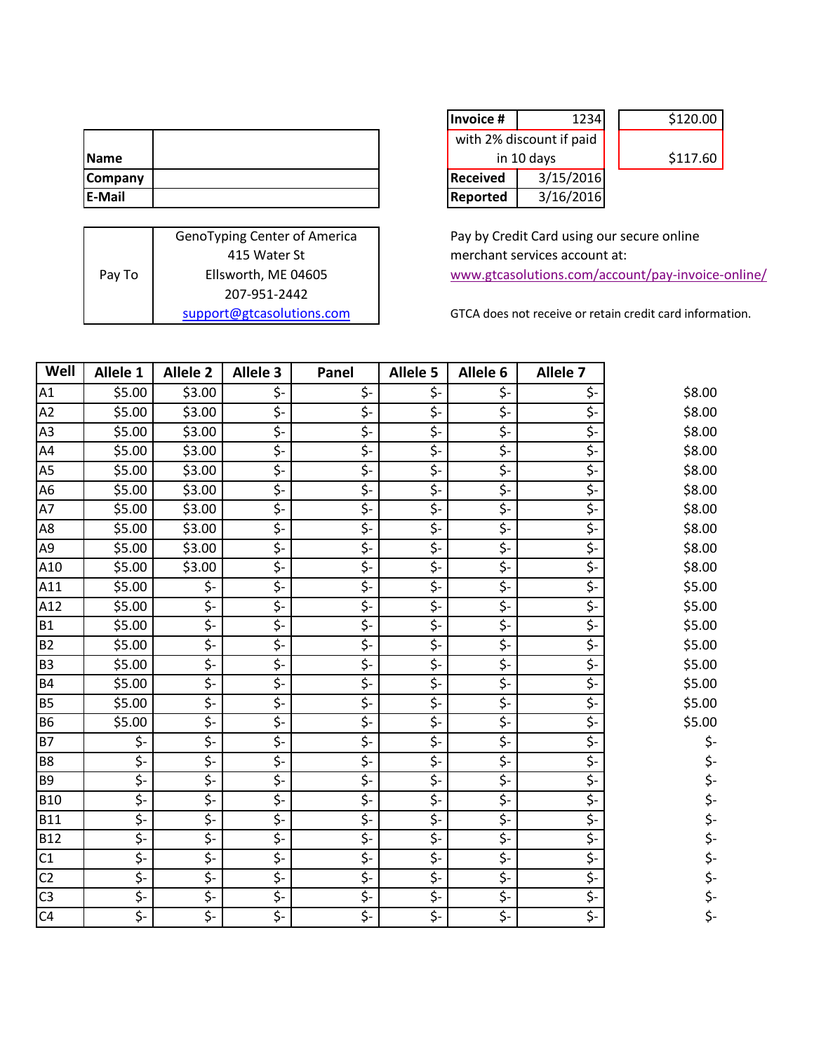| | |
|---|---|
| Name | |
| Company | |
| E-Mail | |

| | | |
|---|---|---|
| Invoice # | 1234 | $120.00 |
| with 2% discount if paid in 10 days | | $117.60 |
| Received | 3/15/2016 | |
| Reported | 3/16/2016 | |

| | |
|---|---|
| Pay To | GenoTyping Center of America<br>415 Water St<br>Ellsworth, ME 04605<br>207-951-2442<br>support@gtcasolutions.com |

Pay by Credit Card using our secure online merchant services account at:
www.gtcasolutions.com/account/pay-invoice-online/

GTCA does not receive or retain credit card information.

| Well | Allele 1 | Allele 2 | Allele 3 | Panel | Allele 5 | Allele 6 | Allele 7 | |
|---|---|---|---|---|---|---|---|---|
| A1 | $5.00 | $3.00 | $- | $- | $- | $- | $- | $8.00 |
| A2 | $5.00 | $3.00 | $- | $- | $- | $- | $- | $8.00 |
| A3 | $5.00 | $3.00 | $- | $- | $- | $- | $- | $8.00 |
| A4 | $5.00 | $3.00 | $- | $- | $- | $- | $- | $8.00 |
| A5 | $5.00 | $3.00 | $- | $- | $- | $- | $- | $8.00 |
| A6 | $5.00 | $3.00 | $- | $- | $- | $- | $- | $8.00 |
| A7 | $5.00 | $3.00 | $- | $- | $- | $- | $- | $8.00 |
| A8 | $5.00 | $3.00 | $- | $- | $- | $- | $- | $8.00 |
| A9 | $5.00 | $3.00 | $- | $- | $- | $- | $- | $8.00 |
| A10 | $5.00 | $3.00 | $- | $- | $- | $- | $- | $8.00 |
| A11 | $5.00 | $- | $- | $- | $- | $- | $- | $5.00 |
| A12 | $5.00 | $- | $- | $- | $- | $- | $- | $5.00 |
| B1 | $5.00 | $- | $- | $- | $- | $- | $- | $5.00 |
| B2 | $5.00 | $- | $- | $- | $- | $- | $- | $5.00 |
| B3 | $5.00 | $- | $- | $- | $- | $- | $- | $5.00 |
| B4 | $5.00 | $- | $- | $- | $- | $- | $- | $5.00 |
| B5 | $5.00 | $- | $- | $- | $- | $- | $- | $5.00 |
| B6 | $5.00 | $- | $- | $- | $- | $- | $- | $5.00 |
| B7 | $- | $- | $- | $- | $- | $- | $- | $- |
| B8 | $- | $- | $- | $- | $- | $- | $- | $- |
| B9 | $- | $- | $- | $- | $- | $- | $- | $- |
| B10 | $- | $- | $- | $- | $- | $- | $- | $- |
| B11 | $- | $- | $- | $- | $- | $- | $- | $- |
| B12 | $- | $- | $- | $- | $- | $- | $- | $- |
| C1 | $- | $- | $- | $- | $- | $- | $- | $- |
| C2 | $- | $- | $- | $- | $- | $- | $- | $- |
| C3 | $- | $- | $- | $- | $- | $- | $- | $- |
| C4 | $- | $- | $- | $- | $- | $- | $- | $- |